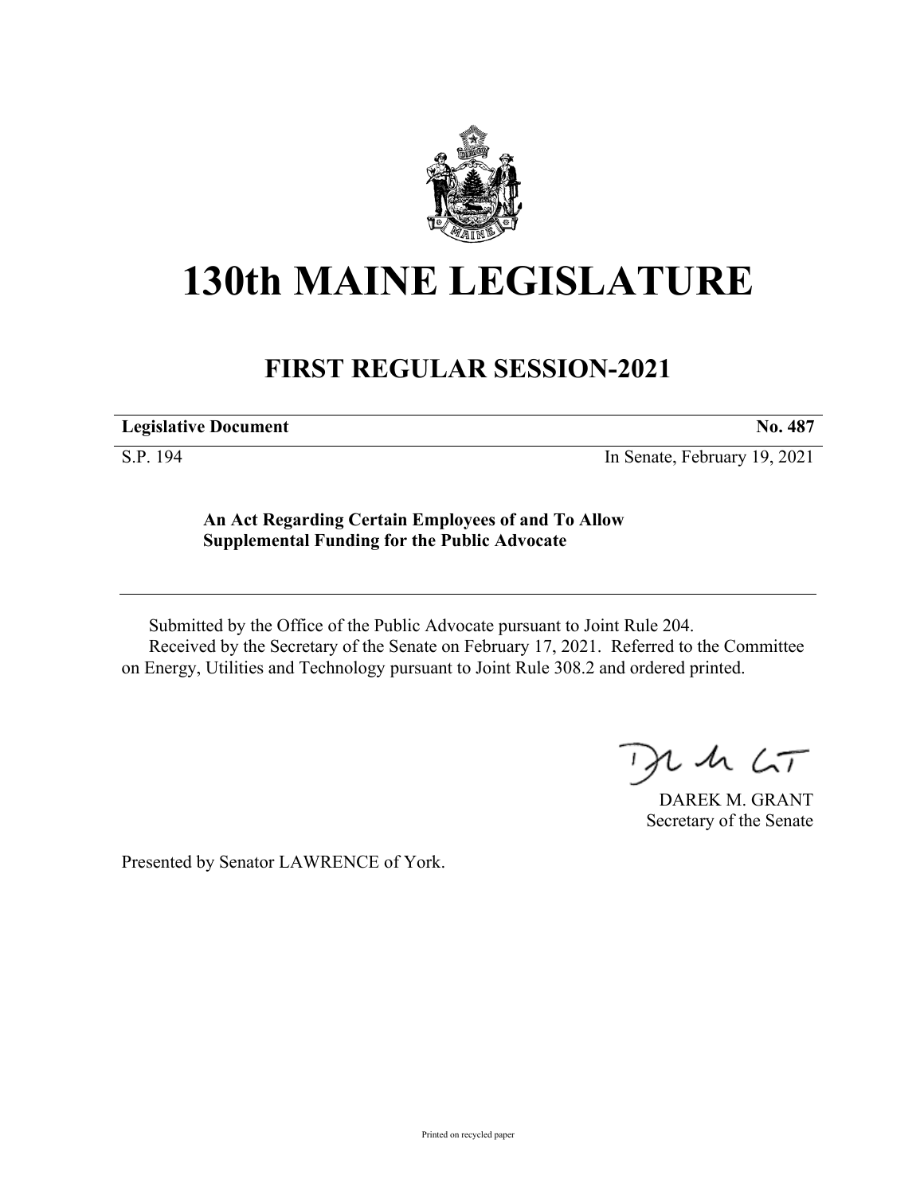# 130th MAINE LEGISLATURE

## FIRST REGULAR SESSION-2021

**Legislative Document** **No. 487**

S.P. 194 In Senate, February 19, 2021

**An Act Regarding Certain Employees of and To Allow Supplemental Funding for the Public Advocate**

Submitted by the Office of the Public Advocate pursuant to Joint Rule 204.

Received by the Secretary of the Senate on February 17, 2021. Referred to the Committee on Energy, Utilities and Technology pursuant to Joint Rule 308.2 and ordered printed.

DAREK M. GRANT
Secretary of the Senate

Presented by Senator LAWRENCE of York.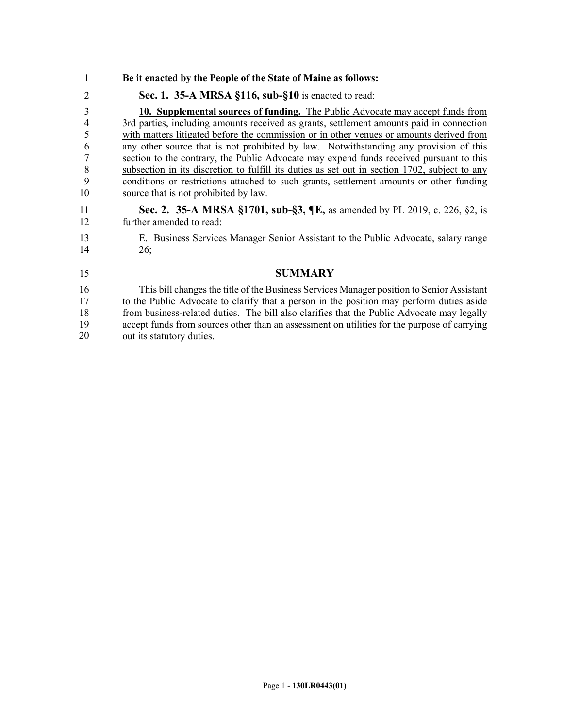**Be it enacted by the People of the State of Maine as follows:**

**Sec. 1. 35-A MRSA §116, sub-§10** is enacted to read:

<u>**10. Supplemental sources of funding.** The Public Advocate may accept funds from 3rd parties, including amounts received as grants, settlement amounts paid in connection with matters litigated before the commission or in other venues or amounts derived from any other source that is not prohibited by law. Notwithstanding any provision of this section to the contrary, the Public Advocate may expend funds received pursuant to this subsection in its discretion to fulfill its duties as set out in section 1702, subject to any conditions or restrictions attached to such grants, settlement amounts or other funding source that is not prohibited by law.</u>

**Sec. 2. 35-A MRSA §1701, sub-§3, ¶E,** as amended by PL 2019, c. 226, §2, is further amended to read:

E. ~~Business Services Manager~~ <u>Senior Assistant to the Public Advocate</u>, salary range 26;

## SUMMARY

This bill changes the title of the Business Services Manager position to Senior Assistant to the Public Advocate to clarify that a person in the position may perform duties aside from business-related duties. The bill also clarifies that the Public Advocate may legally accept funds from sources other than an assessment on utilities for the purpose of carrying out its statutory duties.